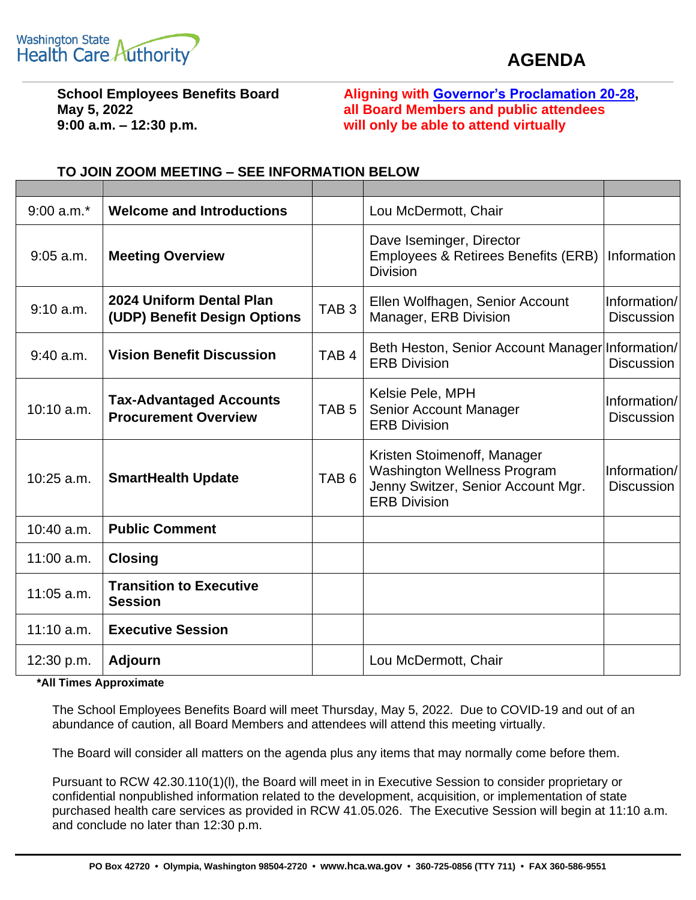Washington State Health Care Authority

# AGENDA

**School Employees Benefits Board**
**May 5, 2022**
**9:00 a.m. – 12:30 p.m.**

**Aligning with Governor's Proclamation 20-28, all Board Members and public attendees will only be able to attend virtually**

**TO JOIN ZOOM MEETING – SEE INFORMATION BELOW**

| | | | | |
|---|---|---|---|---|
| 9:00 a.m.* | **Welcome and Introductions** | | Lou McDermott, Chair | |
| 9:05 a.m. | **Meeting Overview** | | Dave Iseminger, Director Employees & Retirees Benefits (ERB) Division | Information |
| 9:10 a.m. | **2024 Uniform Dental Plan (UDP) Benefit Design Options** | TAB 3 | Ellen Wolfhagen, Senior Account Manager, ERB Division | Information/ Discussion |
| 9:40 a.m. | **Vision Benefit Discussion** | TAB 4 | Beth Heston, Senior Account Manager ERB Division | Information/ Discussion |
| 10:10 a.m. | **Tax-Advantaged Accounts Procurement Overview** | TAB 5 | Kelsie Pele, MPH Senior Account Manager ERB Division | Information/ Discussion |
| 10:25 a.m. | **SmartHealth Update** | TAB 6 | Kristen Stoimenoff, Manager Washington Wellness Program Jenny Switzer, Senior Account Mgr. ERB Division | Information/ Discussion |
| 10:40 a.m. | **Public Comment** | | | |
| 11:00 a.m. | **Closing** | | | |
| 11:05 a.m. | **Transition to Executive Session** | | | |
| 11:10 a.m. | **Executive Session** | | | |
| 12:30 p.m. | **Adjourn** | | Lou McDermott, Chair | |

**\*All Times Approximate**

The School Employees Benefits Board will meet Thursday, May 5, 2022. Due to COVID-19 and out of an abundance of caution, all Board Members and attendees will attend this meeting virtually.

The Board will consider all matters on the agenda plus any items that may normally come before them.

Pursuant to RCW 42.30.110(1)(l), the Board will meet in in Executive Session to consider proprietary or confidential nonpublished information related to the development, acquisition, or implementation of state purchased health care services as provided in RCW 41.05.026. The Executive Session will begin at 11:10 a.m. and conclude no later than 12:30 p.m.

PO Box 42720 • Olympia, Washington 98504-2720 • www.hca.wa.gov • 360-725-0856 (TTY 711) • FAX 360-586-9551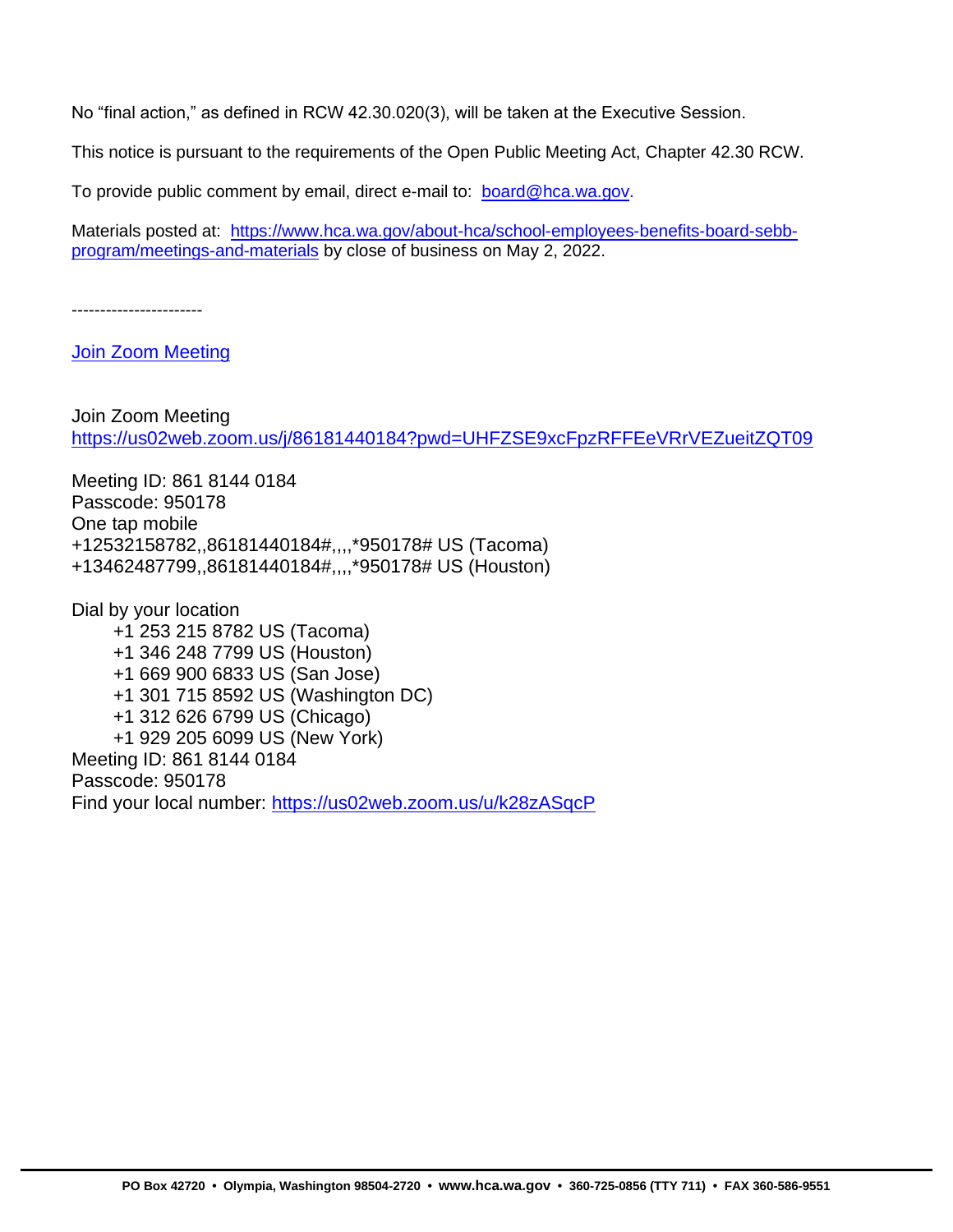No “final action,” as defined in RCW 42.30.020(3), will be taken at the Executive Session.

This notice is pursuant to the requirements of the Open Public Meeting Act, Chapter 42.30 RCW.

To provide public comment by email, direct e-mail to: board@hca.wa.gov.

Materials posted at: https://www.hca.wa.gov/about-hca/school-employees-benefits-board-sebb-program/meetings-and-materials by close of business on May 2, 2022.

----------------------

Join Zoom Meeting

Join Zoom Meeting
https://us02web.zoom.us/j/86181440184?pwd=UHFZSE9xcFpzRFFEeVRrVEZueitZQT09

Meeting ID: 861 8144 0184
Passcode: 950178
One tap mobile
+12532158782,,86181440184#,,,,*950178# US (Tacoma)
+13462487799,,86181440184#,,,,*950178# US (Houston)

Dial by your location
- +1 253 215 8782 US (Tacoma)
- +1 346 248 7799 US (Houston)
- +1 669 900 6833 US (San Jose)
- +1 301 715 8592 US (Washington DC)
- +1 312 626 6799 US (Chicago)
- +1 929 205 6099 US (New York)

Meeting ID: 861 8144 0184
Passcode: 950178
Find your local number: https://us02web.zoom.us/u/k28zASqcP